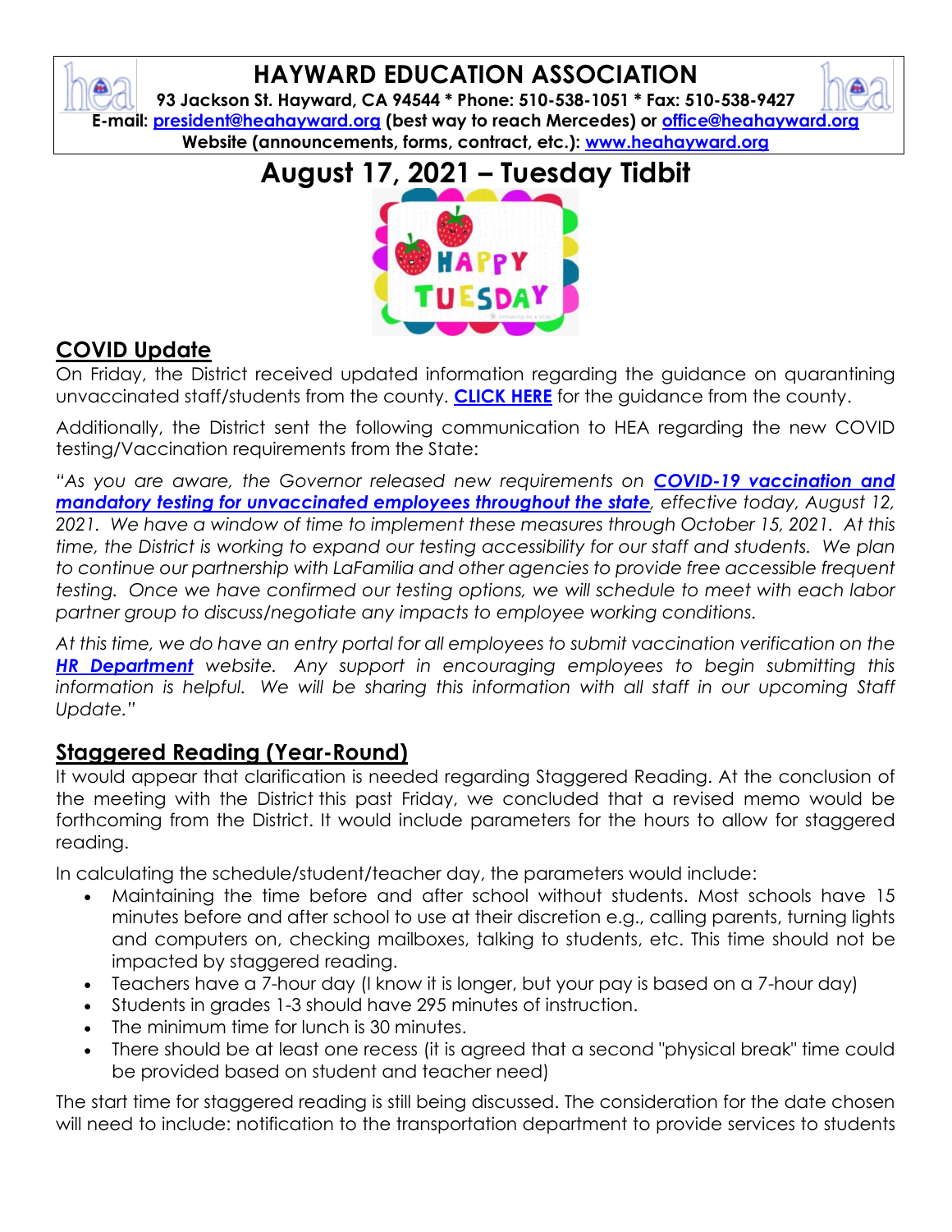# HAYWARD EDUCATION ASSOCIATION

**93 Jackson St. Hayward, CA 94544 * Phone: 510-538-1051 * Fax: 510-538-9427**
**E-mail: president@heahayward.org (best way to reach Mercedes) or office@heahayward.org**
**Website (announcements, forms, contract, etc.): www.heahayward.org**

# August 17, 2021 – Tuesday Tidbit

## COVID Update

On Friday, the District received updated information regarding the guidance on quarantining unvaccinated staff/students from the county. **CLICK HERE** for the guidance from the county.

Additionally, the District sent the following communication to HEA regarding the new COVID testing/Vaccination requirements from the State:

*"As you are aware, the Governor released new requirements on **COVID-19 vaccination and mandatory testing for unvaccinated employees throughout the state**, effective today, August 12, 2021. We have a window of time to implement these measures through October 15, 2021. At this time, the District is working to expand our testing accessibility for our staff and students. We plan to continue our partnership with LaFamilia and other agencies to provide free accessible frequent testing. Once we have confirmed our testing options, we will schedule to meet with each labor partner group to discuss/negotiate any impacts to employee working conditions.*

*At this time, we do have an entry portal for all employees to submit vaccination verification on the **HR Department** website. Any support in encouraging employees to begin submitting this information is helpful. We will be sharing this information with all staff in our upcoming Staff Update."*

## Staggered Reading (Year-Round)

It would appear that clarification is needed regarding Staggered Reading. At the conclusion of the meeting with the District this past Friday, we concluded that a revised memo would be forthcoming from the District. It would include parameters for the hours to allow for staggered reading.

In calculating the schedule/student/teacher day, the parameters would include:

- Maintaining the time before and after school without students. Most schools have 15 minutes before and after school to use at their discretion e.g., calling parents, turning lights and computers on, checking mailboxes, talking to students, etc. This time should not be impacted by staggered reading.
- Teachers have a 7-hour day (I know it is longer, but your pay is based on a 7-hour day)
- Students in grades 1-3 should have 295 minutes of instruction.
- The minimum time for lunch is 30 minutes.
- There should be at least one recess (it is agreed that a second "physical break" time could be provided based on student and teacher need)

The start time for staggered reading is still being discussed. The consideration for the date chosen will need to include: notification to the transportation department to provide services to students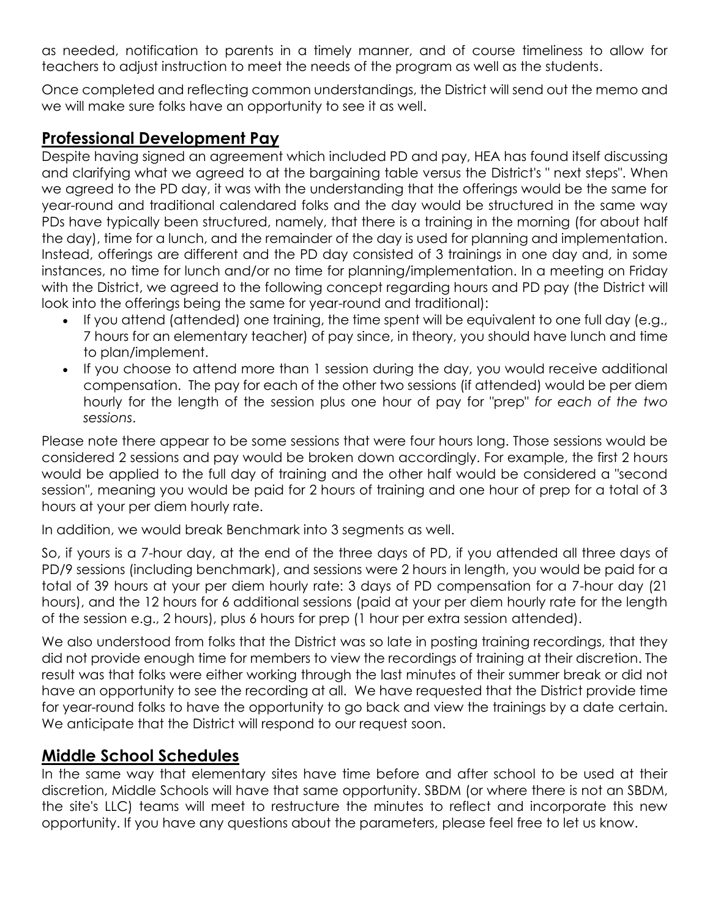as needed, notification to parents in a timely manner, and of course timeliness to allow for teachers to adjust instruction to meet the needs of the program as well as the students.

Once completed and reflecting common understandings, the District will send out the memo and we will make sure folks have an opportunity to see it as well.

## Professional Development Pay

Despite having signed an agreement which included PD and pay, HEA has found itself discussing and clarifying what we agreed to at the bargaining table versus the District's " next steps". When we agreed to the PD day, it was with the understanding that the offerings would be the same for year-round and traditional calendared folks and the day would be structured in the same way PDs have typically been structured, namely, that there is a training in the morning (for about half the day), time for a lunch, and the remainder of the day is used for planning and implementation. Instead, offerings are different and the PD day consisted of 3 trainings in one day and, in some instances, no time for lunch and/or no time for planning/implementation. In a meeting on Friday with the District, we agreed to the following concept regarding hours and PD pay (the District will look into the offerings being the same for year-round and traditional):

- If you attend (attended) one training, the time spent will be equivalent to one full day (e.g., 7 hours for an elementary teacher) of pay since, in theory, you should have lunch and time to plan/implement.
- If you choose to attend more than 1 session during the day, you would receive additional compensation. The pay for each of the other two sessions (if attended) would be per diem hourly for the length of the session plus one hour of pay for "prep" *for each of the two sessions*.

Please note there appear to be some sessions that were four hours long. Those sessions would be considered 2 sessions and pay would be broken down accordingly. For example, the first 2 hours would be applied to the full day of training and the other half would be considered a "second session", meaning you would be paid for 2 hours of training and one hour of prep for a total of 3 hours at your per diem hourly rate.

In addition, we would break Benchmark into 3 segments as well.

So, if yours is a 7-hour day, at the end of the three days of PD, if you attended all three days of PD/9 sessions (including benchmark), and sessions were 2 hours in length, you would be paid for a total of 39 hours at your per diem hourly rate: 3 days of PD compensation for a 7-hour day (21 hours), and the 12 hours for 6 additional sessions (paid at your per diem hourly rate for the length of the session e.g., 2 hours), plus 6 hours for prep (1 hour per extra session attended).

We also understood from folks that the District was so late in posting training recordings, that they did not provide enough time for members to view the recordings of training at their discretion. The result was that folks were either working through the last minutes of their summer break or did not have an opportunity to see the recording at all. We have requested that the District provide time for year-round folks to have the opportunity to go back and view the trainings by a date certain. We anticipate that the District will respond to our request soon.

## Middle School Schedules

In the same way that elementary sites have time before and after school to be used at their discretion, Middle Schools will have that same opportunity. SBDM (or where there is not an SBDM, the site's LLC) teams will meet to restructure the minutes to reflect and incorporate this new opportunity. If you have any questions about the parameters, please feel free to let us know.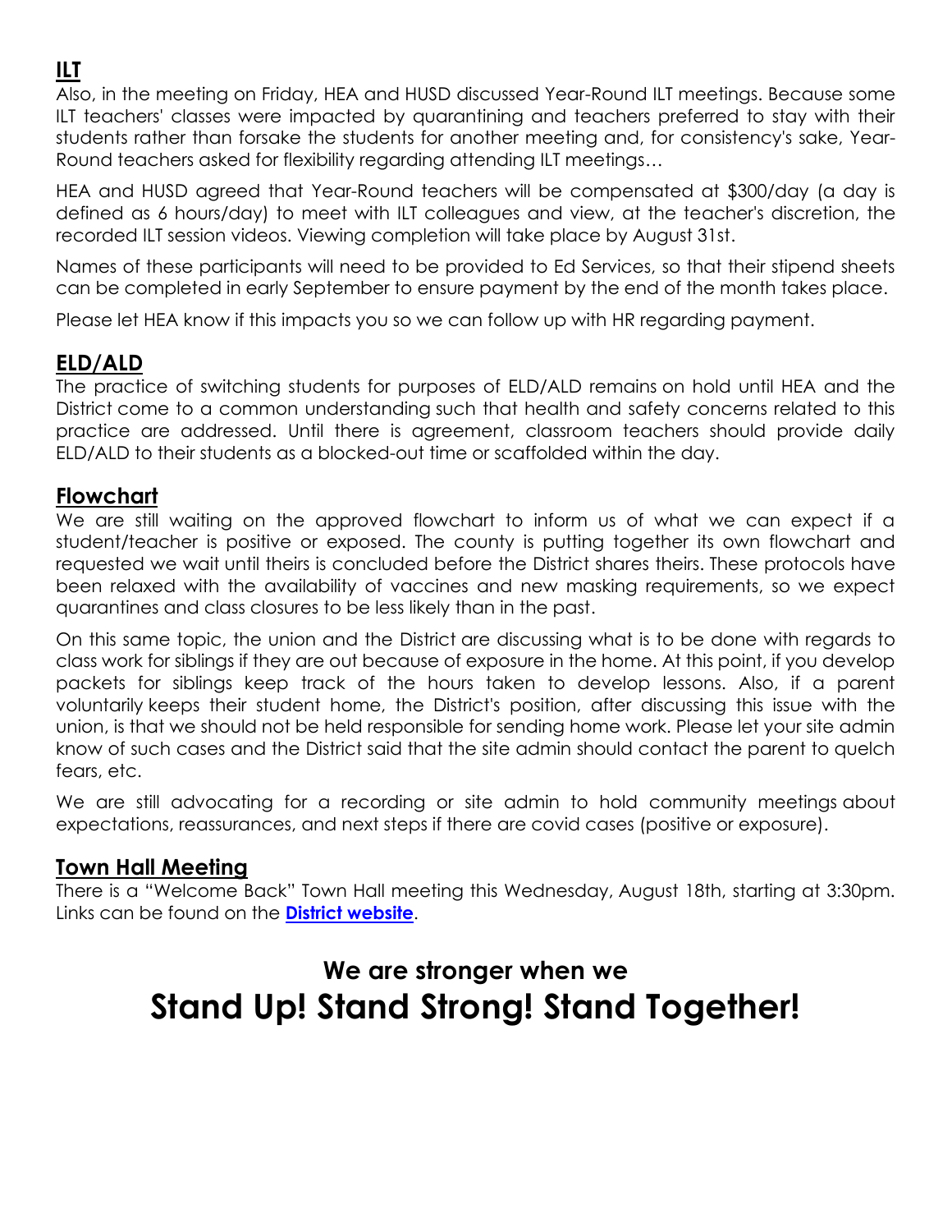## ILT

Also, in the meeting on Friday, HEA and HUSD discussed Year-Round ILT meetings. Because some ILT teachers' classes were impacted by quarantining and teachers preferred to stay with their students rather than forsake the students for another meeting and, for consistency's sake, Year-Round teachers asked for flexibility regarding attending ILT meetings…

HEA and HUSD agreed that Year-Round teachers will be compensated at $300/day (a day is defined as 6 hours/day) to meet with ILT colleagues and view, at the teacher's discretion, the recorded ILT session videos. Viewing completion will take place by August 31st.

Names of these participants will need to be provided to Ed Services, so that their stipend sheets can be completed in early September to ensure payment by the end of the month takes place.

Please let HEA know if this impacts you so we can follow up with HR regarding payment.

## ELD/ALD

The practice of switching students for purposes of ELD/ALD remains on hold until HEA and the District come to a common understanding such that health and safety concerns related to this practice are addressed. Until there is agreement, classroom teachers should provide daily ELD/ALD to their students as a blocked-out time or scaffolded within the day.

## Flowchart

We are still waiting on the approved flowchart to inform us of what we can expect if a student/teacher is positive or exposed. The county is putting together its own flowchart and requested we wait until theirs is concluded before the District shares theirs. These protocols have been relaxed with the availability of vaccines and new masking requirements, so we expect quarantines and class closures to be less likely than in the past.

On this same topic, the union and the District are discussing what is to be done with regards to class work for siblings if they are out because of exposure in the home. At this point, if you develop packets for siblings keep track of the hours taken to develop lessons. Also, if a parent voluntarily keeps their student home, the District's position, after discussing this issue with the union, is that we should not be held responsible for sending home work. Please let your site admin know of such cases and the District said that the site admin should contact the parent to quelch fears, etc.

We are still advocating for a recording or site admin to hold community meetings about expectations, reassurances, and next steps if there are covid cases (positive or exposure).

## Town Hall Meeting

There is a "Welcome Back" Town Hall meeting this Wednesday, August 18th, starting at 3:30pm. Links can be found on the **District website**.

### We are stronger when we

# Stand Up! Stand Strong! Stand Together!